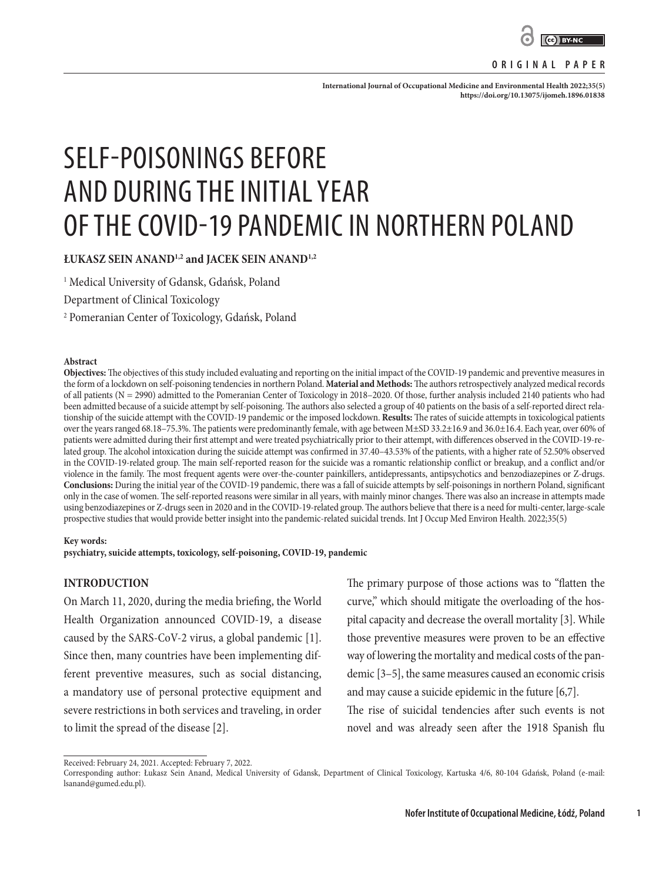ORIGINAL PAPER

# SELF-POISONINGS BEFORE AND DURING THE INITIAL YEAR OF THE COVID-19 PANDEMIC IN NORTHERN POLAND

**ŁUKASZ SEIN ANAND[1,2] and JACEK SEIN ANAND[1,2]**

[1] Medical University of Gdansk, Gdańsk, Poland
Department of Clinical Toxicology
[2] Pomeranian Center of Toxicology, Gdańsk, Poland

**Abstract**

**Objectives:** The objectives of this study included evaluating and reporting on the initial impact of the COVID-19 pandemic and preventive measures in the form of a lockdown on self-poisoning tendencies in northern Poland. **Material and Methods:** The authors retrospectively analyzed medical records of all patients (N = 2990) admitted to the Pomeranian Center of Toxicology in 2018–2020. Of those, further analysis included 2140 patients who had been admitted because of a suicide attempt by self-poisoning. The authors also selected a group of 40 patients on the basis of a self-reported direct relationship of the suicide attempt with the COVID-19 pandemic or the imposed lockdown. **Results:** The rates of suicide attempts in toxicological patients over the years ranged 68.18–75.3%. The patients were predominantly female, with age between M±SD 33.2±16.9 and 36.0±16.4. Each year, over 60% of patients were admitted during their first attempt and were treated psychiatrically prior to their attempt, with differences observed in the COVID-19-related group. The alcohol intoxication during the suicide attempt was confirmed in 37.40–43.53% of the patients, with a higher rate of 52.50% observed in the COVID-19-related group. The main self-reported reason for the suicide was a romantic relationship conflict or breakup, and a conflict and/or violence in the family. The most frequent agents were over-the-counter painkillers, antidepressants, antipsychotics and benzodiazepines or Z-drugs. **Conclusions:** During the initial year of the COVID-19 pandemic, there was a fall of suicide attempts by self-poisonings in northern Poland, significant only in the case of women. The self-reported reasons were similar in all years, with mainly minor changes. There was also an increase in attempts made using benzodiazepines or Z-drugs seen in 2020 and in the COVID-19-related group. The authors believe that there is a need for multi-center, large-scale prospective studies that would provide better insight into the pandemic-related suicidal trends. Int J Occup Med Environ Health. 2022;35(5)

**Key words:**
**psychiatry, suicide attempts, toxicology, self-poisoning, COVID-19, pandemic**

## INTRODUCTION

On March 11, 2020, during the media briefing, the World Health Organization announced COVID-19, a disease caused by the SARS-CoV-2 virus, a global pandemic [1]. Since then, many countries have been implementing different preventive measures, such as social distancing, a mandatory use of personal protective equipment and severe restrictions in both services and traveling, in order to limit the spread of the disease [2].

The primary purpose of those actions was to "flatten the curve," which should mitigate the overloading of the hospital capacity and decrease the overall mortality [3]. While those preventive measures were proven to be an effective way of lowering the mortality and medical costs of the pandemic [3–5], the same measures caused an economic crisis and may cause a suicide epidemic in the future [6,7].

The rise of suicidal tendencies after such events is not novel and was already seen after the 1918 Spanish flu

Received: February 24, 2021. Accepted: February 7, 2022.
Corresponding author: Łukasz Sein Anand, Medical University of Gdansk, Department of Clinical Toxicology, Kartuska 4/6, 80-104 Gdańsk, Poland (e-mail: lsanand@gumed.edu.pl).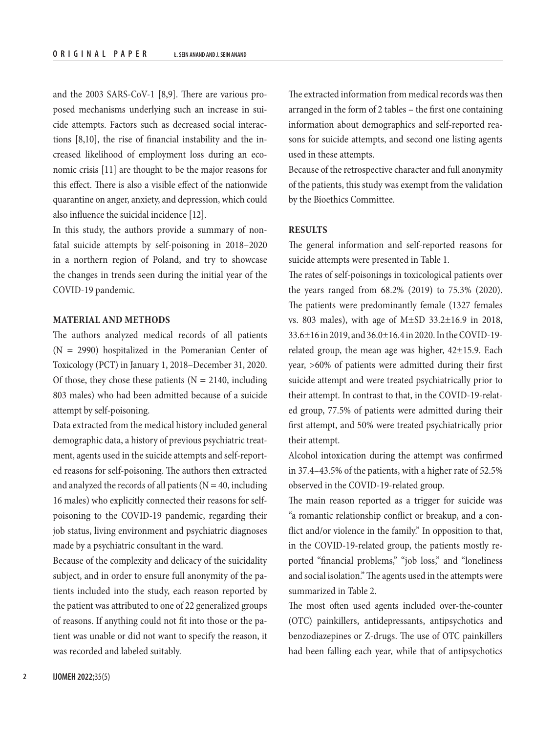and the 2003 SARS-CoV-1 [8,9]. There are various proposed mechanisms underlying such an increase in suicide attempts. Factors such as decreased social interactions [8,10], the rise of financial instability and the increased likelihood of employment loss during an economic crisis [11] are thought to be the major reasons for this effect. There is also a visible effect of the nationwide quarantine on anger, anxiety, and depression, which could also influence the suicidal incidence [12].

In this study, the authors provide a summary of non-fatal suicide attempts by self-poisoning in 2018–2020 in a northern region of Poland, and try to showcase the changes in trends seen during the initial year of the COVID-19 pandemic.

## MATERIAL AND METHODS

The authors analyzed medical records of all patients (N = 2990) hospitalized in the Pomeranian Center of Toxicology (PCT) in January 1, 2018–December 31, 2020. Of those, they chose these patients (N = 2140, including 803 males) who had been admitted because of a suicide attempt by self-poisoning.

Data extracted from the medical history included general demographic data, a history of previous psychiatric treatment, agents used in the suicide attempts and self-reported reasons for self-poisoning. The authors then extracted and analyzed the records of all patients (N = 40, including 16 males) who explicitly connected their reasons for self-poisoning to the COVID-19 pandemic, regarding their job status, living environment and psychiatric diagnoses made by a psychiatric consultant in the ward.

Because of the complexity and delicacy of the suicidality subject, and in order to ensure full anonymity of the patients included into the study, each reason reported by the patient was attributed to one of 22 generalized groups of reasons. If anything could not fit into those or the patient was unable or did not want to specify the reason, it was recorded and labeled suitably.

The extracted information from medical records was then arranged in the form of 2 tables – the first one containing information about demographics and self-reported reasons for suicide attempts, and second one listing agents used in these attempts.

Because of the retrospective character and full anonymity of the patients, this study was exempt from the validation by the Bioethics Committee.

## RESULTS

The general information and self-reported reasons for suicide attempts were presented in Table 1.

The rates of self-poisonings in toxicological patients over the years ranged from 68.2% (2019) to 75.3% (2020). The patients were predominantly female (1327 females vs. 803 males), with age of M±SD 33.2±16.9 in 2018, 33.6±16 in 2019, and 36.0±16.4 in 2020. In the COVID-19-related group, the mean age was higher, 42±15.9. Each year, >60% of patients were admitted during their first suicide attempt and were treated psychiatrically prior to their attempt. In contrast to that, in the COVID-19-related group, 77.5% of patients were admitted during their first attempt, and 50% were treated psychiatrically prior their attempt.

Alcohol intoxication during the attempt was confirmed in 37.4–43.5% of the patients, with a higher rate of 52.5% observed in the COVID-19-related group.

The main reason reported as a trigger for suicide was "a romantic relationship conflict or breakup, and a conflict and/or violence in the family." In opposition to that, in the COVID-19-related group, the patients mostly reported "financial problems," "job loss," and "loneliness and social isolation." The agents used in the attempts were summarized in Table 2.

The most often used agents included over-the-counter (OTC) painkillers, antidepressants, antipsychotics and benzodiazepines or Z-drugs. The use of OTC painkillers had been falling each year, while that of antipsychotics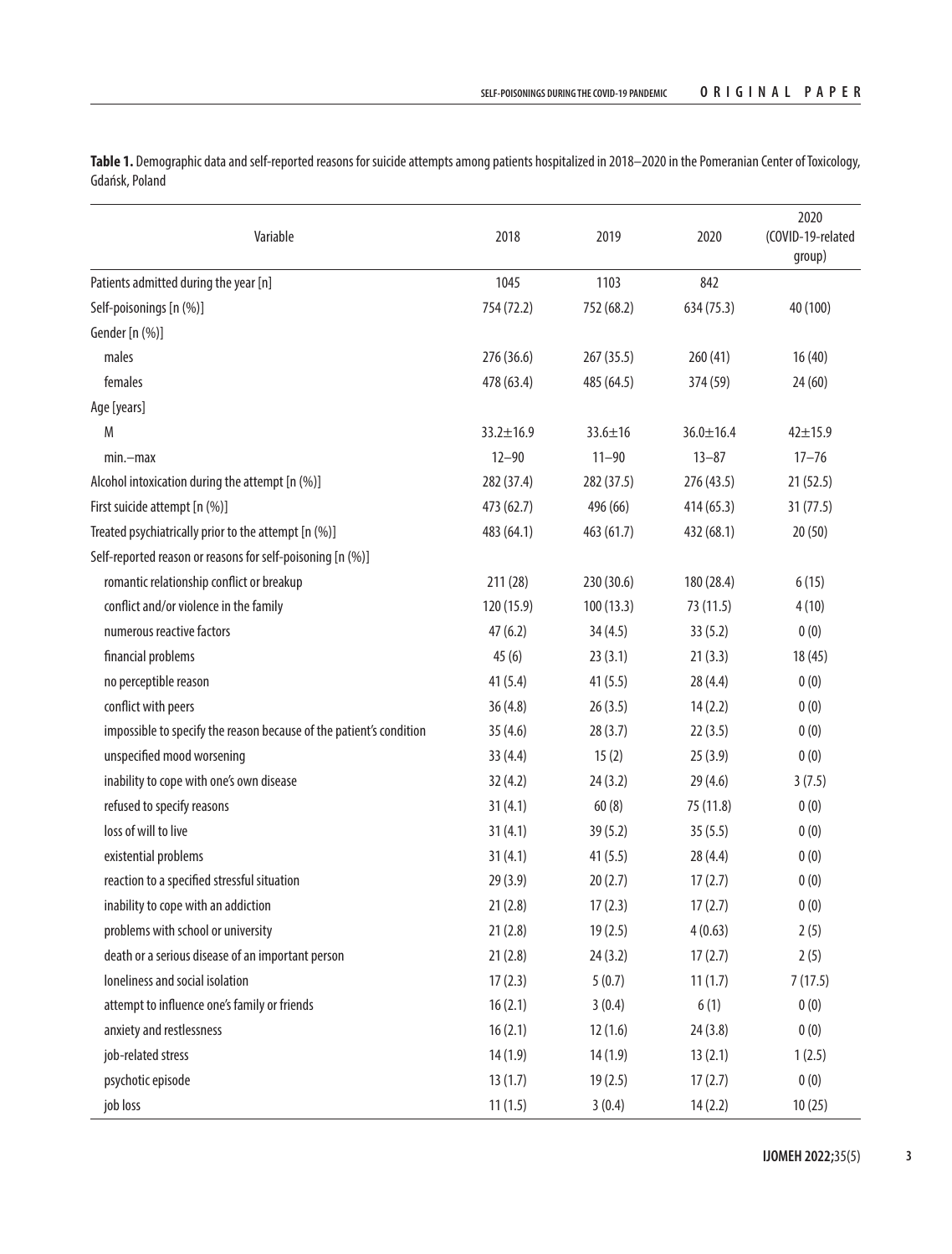**Table 1.** Demographic data and self-reported reasons for suicide attempts among patients hospitalized in 2018–2020 in the Pomeranian Center of Toxicology, Gdańsk, Poland

| Variable | 2018 | 2019 | 2020 | 2020 (COVID-19-related group) |
|---|---|---|---|---|
| Patients admitted during the year [n] | 1045 | 1103 | 842 | |
| Self-poisonings [n (%)] | 754 (72.2) | 752 (68.2) | 634 (75.3) | 40 (100) |
| Gender [n (%)] | | | | |
| males | 276 (36.6) | 267 (35.5) | 260 (41) | 16 (40) |
| females | 478 (63.4) | 485 (64.5) | 374 (59) | 24 (60) |
| Age [years] | | | | |
| M | 33.2±16.9 | 33.6±16 | 36.0±16.4 | 42±15.9 |
| min.–max | 12–90 | 11–90 | 13–87 | 17–76 |
| Alcohol intoxication during the attempt [n (%)] | 282 (37.4) | 282 (37.5) | 276 (43.5) | 21 (52.5) |
| First suicide attempt [n (%)] | 473 (62.7) | 496 (66) | 414 (65.3) | 31 (77.5) |
| Treated psychiatrically prior to the attempt [n (%)] | 483 (64.1) | 463 (61.7) | 432 (68.1) | 20 (50) |
| Self-reported reason or reasons for self-poisoning [n (%)] | | | | |
| romantic relationship conflict or breakup | 211 (28) | 230 (30.6) | 180 (28.4) | 6 (15) |
| conflict and/or violence in the family | 120 (15.9) | 100 (13.3) | 73 (11.5) | 4 (10) |
| numerous reactive factors | 47 (6.2) | 34 (4.5) | 33 (5.2) | 0 (0) |
| financial problems | 45 (6) | 23 (3.1) | 21 (3.3) | 18 (45) |
| no perceptible reason | 41 (5.4) | 41 (5.5) | 28 (4.4) | 0 (0) |
| conflict with peers | 36 (4.8) | 26 (3.5) | 14 (2.2) | 0 (0) |
| impossible to specify the reason because of the patient's condition | 35 (4.6) | 28 (3.7) | 22 (3.5) | 0 (0) |
| unspecified mood worsening | 33 (4.4) | 15 (2) | 25 (3.9) | 0 (0) |
| inability to cope with one's own disease | 32 (4.2) | 24 (3.2) | 29 (4.6) | 3 (7.5) |
| refused to specify reasons | 31 (4.1) | 60 (8) | 75 (11.8) | 0 (0) |
| loss of will to live | 31 (4.1) | 39 (5.2) | 35 (5.5) | 0 (0) |
| existential problems | 31 (4.1) | 41 (5.5) | 28 (4.4) | 0 (0) |
| reaction to a specified stressful situation | 29 (3.9) | 20 (2.7) | 17 (2.7) | 0 (0) |
| inability to cope with an addiction | 21 (2.8) | 17 (2.3) | 17 (2.7) | 0 (0) |
| problems with school or university | 21 (2.8) | 19 (2.5) | 4 (0.63) | 2 (5) |
| death or a serious disease of an important person | 21 (2.8) | 24 (3.2) | 17 (2.7) | 2 (5) |
| loneliness and social isolation | 17 (2.3) | 5 (0.7) | 11 (1.7) | 7 (17.5) |
| attempt to influence one's family or friends | 16 (2.1) | 3 (0.4) | 6 (1) | 0 (0) |
| anxiety and restlessness | 16 (2.1) | 12 (1.6) | 24 (3.8) | 0 (0) |
| job-related stress | 14 (1.9) | 14 (1.9) | 13 (2.1) | 1 (2.5) |
| psychotic episode | 13 (1.7) | 19 (2.5) | 17 (2.7) | 0 (0) |
| job loss | 11 (1.5) | 3 (0.4) | 14 (2.2) | 10 (25) |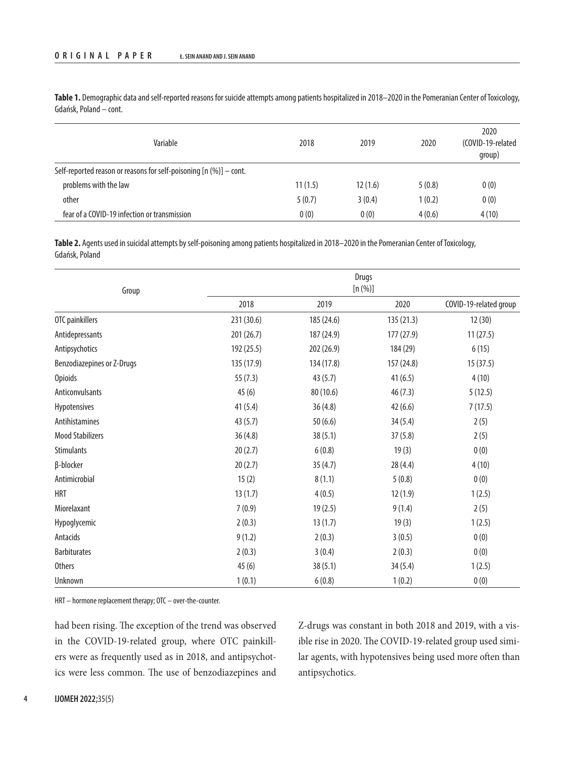**Table 1.** Demographic data and self-reported reasons for suicide attempts among patients hospitalized in 2018–2020 in the Pomeranian Center of Toxicology, Gdańsk, Poland – cont.

| Variable | 2018 | 2019 | 2020 | 2020 (COVID-19-related group) |
|---|---|---|---|---|
| Self-reported reason or reasons for self-poisoning [n (%)] – cont. | | | | |
| problems with the law | 11 (1.5) | 12 (1.6) | 5 (0.8) | 0 (0) |
| other | 5 (0.7) | 3 (0.4) | 1 (0.2) | 0 (0) |
| fear of a COVID-19 infection or transmission | 0 (0) | 0 (0) | 4 (0.6) | 4 (10) |

**Table 2.** Agents used in suicidal attempts by self-poisoning among patients hospitalized in 2018–2020 in the Pomeranian Center of Toxicology, Gdańsk, Poland

| Group | Drugs [n (%)] | | | |
|---|---|---|---|---|
| | 2018 | 2019 | 2020 | COVID-19-related group |
| OTC painkillers | 231 (30.6) | 185 (24.6) | 135 (21.3) | 12 (30) |
| Antidepressants | 201 (26.7) | 187 (24.9) | 177 (27.9) | 11 (27.5) |
| Antipsychotics | 192 (25.5) | 202 (26.9) | 184 (29) | 6 (15) |
| Benzodiazepines or Z-Drugs | 135 (17.9) | 134 (17.8) | 157 (24.8) | 15 (37.5) |
| Opioids | 55 (7.3) | 43 (5.7) | 41 (6.5) | 4 (10) |
| Anticonvulsants | 45 (6) | 80 (10.6) | 46 (7.3) | 5 (12.5) |
| Hypotensives | 41 (5.4) | 36 (4.8) | 42 (6.6) | 7 (17.5) |
| Antihistamines | 43 (5.7) | 50 (6.6) | 34 (5.4) | 2 (5) |
| Mood Stabilizers | 36 (4.8) | 38 (5.1) | 37 (5.8) | 2 (5) |
| Stimulants | 20 (2.7) | 6 (0.8) | 19 (3) | 0 (0) |
| β-blocker | 20 (2.7) | 35 (4.7) | 28 (4.4) | 4 (10) |
| Antimicrobial | 15 (2) | 8 (1.1) | 5 (0.8) | 0 (0) |
| HRT | 13 (1.7) | 4 (0.5) | 12 (1.9) | 1 (2.5) |
| Miorelaxant | 7 (0.9) | 19 (2.5) | 9 (1.4) | 2 (5) |
| Hypoglycemic | 2 (0.3) | 13 (1.7) | 19 (3) | 1 (2.5) |
| Antacids | 9 (1.2) | 2 (0.3) | 3 (0.5) | 0 (0) |
| Barbiturates | 2 (0.3) | 3 (0.4) | 2 (0.3) | 0 (0) |
| Others | 45 (6) | 38 (5.1) | 34 (5.4) | 1 (2.5) |
| Unknown | 1 (0.1) | 6 (0.8) | 1 (0.2) | 0 (0) |

HRT – hormone replacement therapy; OTC – over-the-counter.

had been rising. The exception of the trend was observed in the COVID-19-related group, where OTC painkillers were as frequently used as in 2018, and antipsychotics were less common. The use of benzodiazepines and Z-drugs was constant in both 2018 and 2019, with a visible rise in 2020. The COVID-19-related group used similar agents, with hypotensives being used more often than antipsychotics.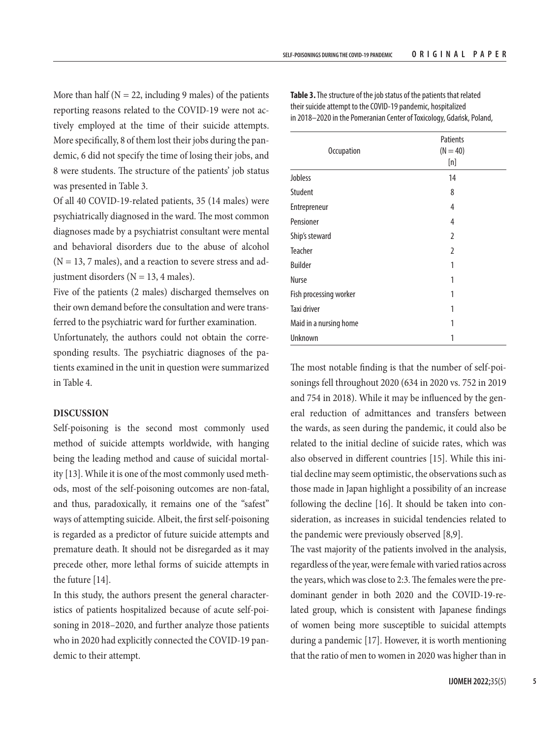More than half (N = 22, including 9 males) of the patients reporting reasons related to the COVID-19 were not actively employed at the time of their suicide attempts. More specifically, 8 of them lost their jobs during the pandemic, 6 did not specify the time of losing their jobs, and 8 were students. The structure of the patients' job status was presented in Table 3.

Of all 40 COVID-19-related patients, 35 (14 males) were psychiatrically diagnosed in the ward. The most common diagnoses made by a psychiatrist consultant were mental and behavioral disorders due to the abuse of alcohol (N = 13, 7 males), and a reaction to severe stress and adjustment disorders (N = 13, 4 males).

Five of the patients (2 males) discharged themselves on their own demand before the consultation and were transferred to the psychiatric ward for further examination.

Unfortunately, the authors could not obtain the corresponding results. The psychiatric diagnoses of the patients examined in the unit in question were summarized in Table 4.

## DISCUSSION

Self-poisoning is the second most commonly used method of suicide attempts worldwide, with hanging being the leading method and cause of suicidal mortality [13]. While it is one of the most commonly used methods, most of the self-poisoning outcomes are non-fatal, and thus, paradoxically, it remains one of the "safest" ways of attempting suicide. Albeit, the first self-poisoning is regarded as a predictor of future suicide attempts and premature death. It should not be disregarded as it may precede other, more lethal forms of suicide attempts in the future [14].

In this study, the authors present the general characteristics of patients hospitalized because of acute self-poisoning in 2018–2020, and further analyze those patients who in 2020 had explicitly connected the COVID-19 pandemic to their attempt.

**Table 3.** The structure of the job status of the patients that related their suicide attempt to the COVID-19 pandemic, hospitalized in 2018–2020 in the Pomeranian Center of Toxicology, Gdańsk, Poland,

| Occupation | Patients (N = 40) [n] |
|---|---|
| Jobless | 14 |
| Student | 8 |
| Entrepreneur | 4 |
| Pensioner | 4 |
| Ship's steward | 2 |
| Teacher | 2 |
| Builder | 1 |
| Nurse | 1 |
| Fish processing worker | 1 |
| Taxi driver | 1 |
| Maid in a nursing home | 1 |
| Unknown | 1 |

The most notable finding is that the number of self-poisonings fell throughout 2020 (634 in 2020 vs. 752 in 2019 and 754 in 2018). While it may be influenced by the general reduction of admittances and transfers between the wards, as seen during the pandemic, it could also be related to the initial decline of suicide rates, which was also observed in different countries [15]. While this initial decline may seem optimistic, the observations such as those made in Japan highlight a possibility of an increase following the decline [16]. It should be taken into consideration, as increases in suicidal tendencies related to the pandemic were previously observed [8,9].

The vast majority of the patients involved in the analysis, regardless of the year, were female with varied ratios across the years, which was close to 2:3. The females were the predominant gender in both 2020 and the COVID-19-related group, which is consistent with Japanese findings of women being more susceptible to suicidal attempts during a pandemic [17]. However, it is worth mentioning that the ratio of men to women in 2020 was higher than in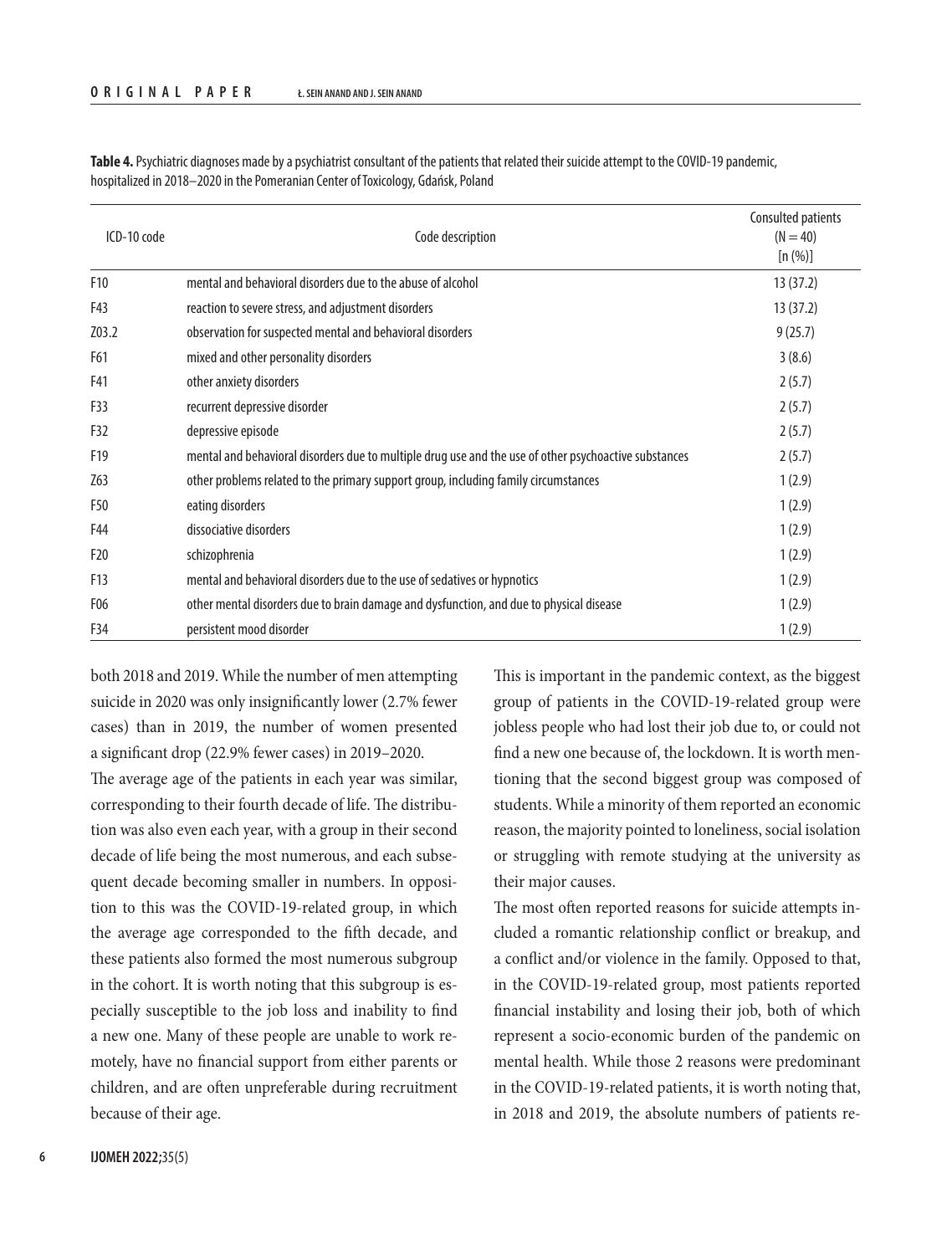**Table 4.** Psychiatric diagnoses made by a psychiatrist consultant of the patients that related their suicide attempt to the COVID-19 pandemic, hospitalized in 2018–2020 in the Pomeranian Center of Toxicology, Gdańsk, Poland

| ICD-10 code | Code description | Consulted patients (N = 40) [n (%)] |
|---|---|---|
| F10 | mental and behavioral disorders due to the abuse of alcohol | 13 (37.2) |
| F43 | reaction to severe stress, and adjustment disorders | 13 (37.2) |
| Z03.2 | observation for suspected mental and behavioral disorders | 9 (25.7) |
| F61 | mixed and other personality disorders | 3 (8.6) |
| F41 | other anxiety disorders | 2 (5.7) |
| F33 | recurrent depressive disorder | 2 (5.7) |
| F32 | depressive episode | 2 (5.7) |
| F19 | mental and behavioral disorders due to multiple drug use and the use of other psychoactive substances | 2 (5.7) |
| Z63 | other problems related to the primary support group, including family circumstances | 1 (2.9) |
| F50 | eating disorders | 1 (2.9) |
| F44 | dissociative disorders | 1 (2.9) |
| F20 | schizophrenia | 1 (2.9) |
| F13 | mental and behavioral disorders due to the use of sedatives or hypnotics | 1 (2.9) |
| F06 | other mental disorders due to brain damage and dysfunction, and due to physical disease | 1 (2.9) |
| F34 | persistent mood disorder | 1 (2.9) |

both 2018 and 2019. While the number of men attempting suicide in 2020 was only insignificantly lower (2.7% fewer cases) than in 2019, the number of women presented a significant drop (22.9% fewer cases) in 2019–2020.

The average age of the patients in each year was similar, corresponding to their fourth decade of life. The distribution was also even each year, with a group in their second decade of life being the most numerous, and each subsequent decade becoming smaller in numbers. In opposition to this was the COVID-19-related group, in which the average age corresponded to the fifth decade, and these patients also formed the most numerous subgroup in the cohort. It is worth noting that this subgroup is especially susceptible to the job loss and inability to find a new one. Many of these people are unable to work remotely, have no financial support from either parents or children, and are often unpreferable during recruitment because of their age.

This is important in the pandemic context, as the biggest group of patients in the COVID-19-related group were jobless people who had lost their job due to, or could not find a new one because of, the lockdown. It is worth mentioning that the second biggest group was composed of students. While a minority of them reported an economic reason, the majority pointed to loneliness, social isolation or struggling with remote studying at the university as their major causes.

The most often reported reasons for suicide attempts included a romantic relationship conflict or breakup, and a conflict and/or violence in the family. Opposed to that, in the COVID-19-related group, most patients reported financial instability and losing their job, both of which represent a socio-economic burden of the pandemic on mental health. While those 2 reasons were predominant in the COVID-19-related patients, it is worth noting that, in 2018 and 2019, the absolute numbers of patients re-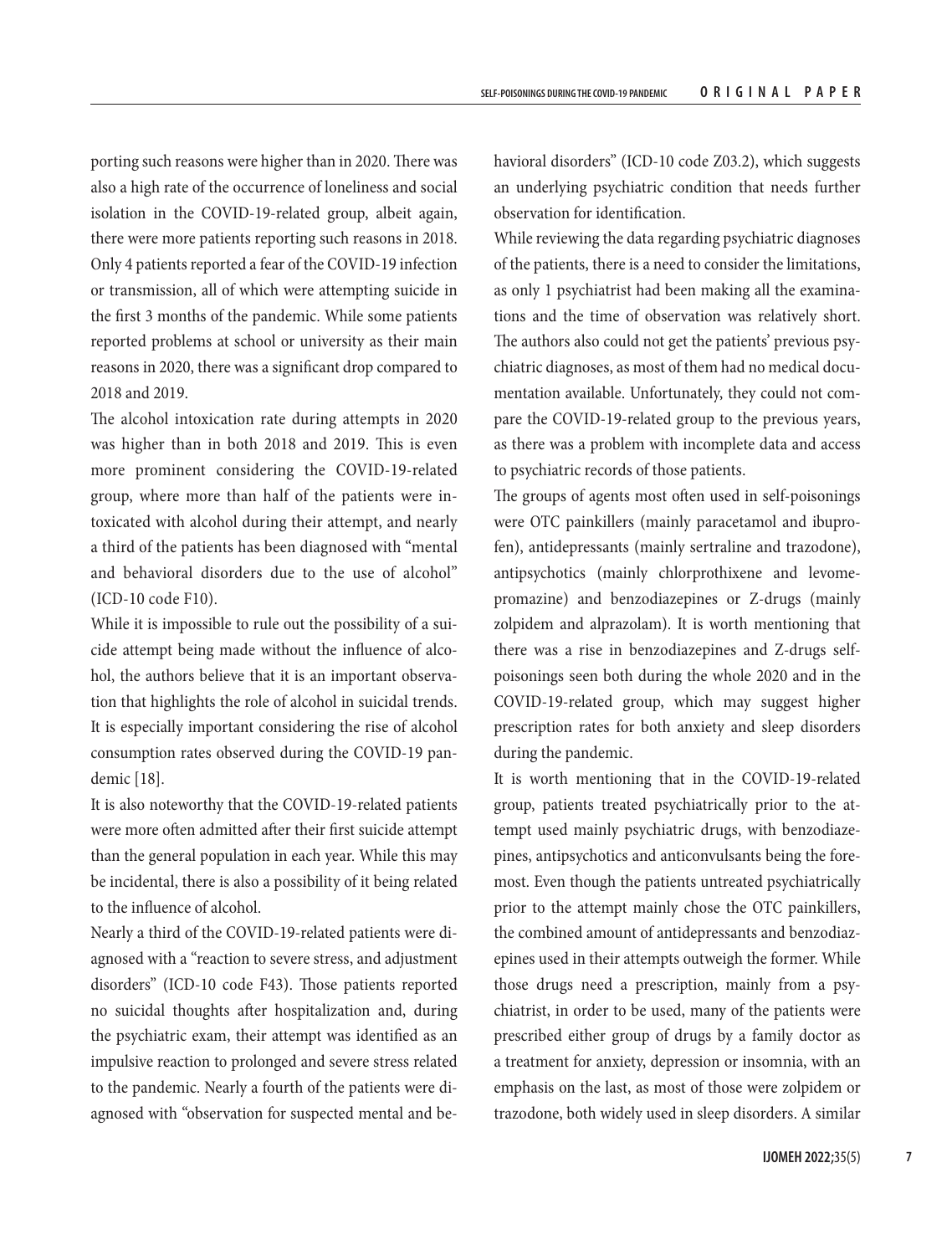porting such reasons were higher than in 2020. There was also a high rate of the occurrence of loneliness and social isolation in the COVID-19-related group, albeit again, there were more patients reporting such reasons in 2018. Only 4 patients reported a fear of the COVID-19 infection or transmission, all of which were attempting suicide in the first 3 months of the pandemic. While some patients reported problems at school or university as their main reasons in 2020, there was a significant drop compared to 2018 and 2019.

The alcohol intoxication rate during attempts in 2020 was higher than in both 2018 and 2019. This is even more prominent considering the COVID-19-related group, where more than half of the patients were intoxicated with alcohol during their attempt, and nearly a third of the patients has been diagnosed with "mental and behavioral disorders due to the use of alcohol" (ICD-10 code F10).

While it is impossible to rule out the possibility of a suicide attempt being made without the influence of alcohol, the authors believe that it is an important observation that highlights the role of alcohol in suicidal trends. It is especially important considering the rise of alcohol consumption rates observed during the COVID-19 pandemic [18].

It is also noteworthy that the COVID-19-related patients were more often admitted after their first suicide attempt than the general population in each year. While this may be incidental, there is also a possibility of it being related to the influence of alcohol.

Nearly a third of the COVID-19-related patients were diagnosed with a "reaction to severe stress, and adjustment disorders" (ICD-10 code F43). Those patients reported no suicidal thoughts after hospitalization and, during the psychiatric exam, their attempt was identified as an impulsive reaction to prolonged and severe stress related to the pandemic. Nearly a fourth of the patients were diagnosed with "observation for suspected mental and behavioral disorders" (ICD-10 code Z03.2), which suggests an underlying psychiatric condition that needs further observation for identification.

While reviewing the data regarding psychiatric diagnoses of the patients, there is a need to consider the limitations, as only 1 psychiatrist had been making all the examinations and the time of observation was relatively short. The authors also could not get the patients' previous psychiatric diagnoses, as most of them had no medical documentation available. Unfortunately, they could not compare the COVID-19-related group to the previous years, as there was a problem with incomplete data and access to psychiatric records of those patients.

The groups of agents most often used in self-poisonings were OTC painkillers (mainly paracetamol and ibuprofen), antidepressants (mainly sertraline and trazodone), antipsychotics (mainly chlorprothixene and levomepromazine) and benzodiazepines or Z-drugs (mainly zolpidem and alprazolam). It is worth mentioning that there was a rise in benzodiazepines and Z-drugs self-poisonings seen both during the whole 2020 and in the COVID-19-related group, which may suggest higher prescription rates for both anxiety and sleep disorders during the pandemic.

It is worth mentioning that in the COVID-19-related group, patients treated psychiatrically prior to the attempt used mainly psychiatric drugs, with benzodiazepines, antipsychotics and anticonvulsants being the foremost. Even though the patients untreated psychiatrically prior to the attempt mainly chose the OTC painkillers, the combined amount of antidepressants and benzodiazepines used in their attempts outweigh the former. While those drugs need a prescription, mainly from a psychiatrist, in order to be used, many of the patients were prescribed either group of drugs by a family doctor as a treatment for anxiety, depression or insomnia, with an emphasis on the last, as most of those were zolpidem or trazodone, both widely used in sleep disorders. A similar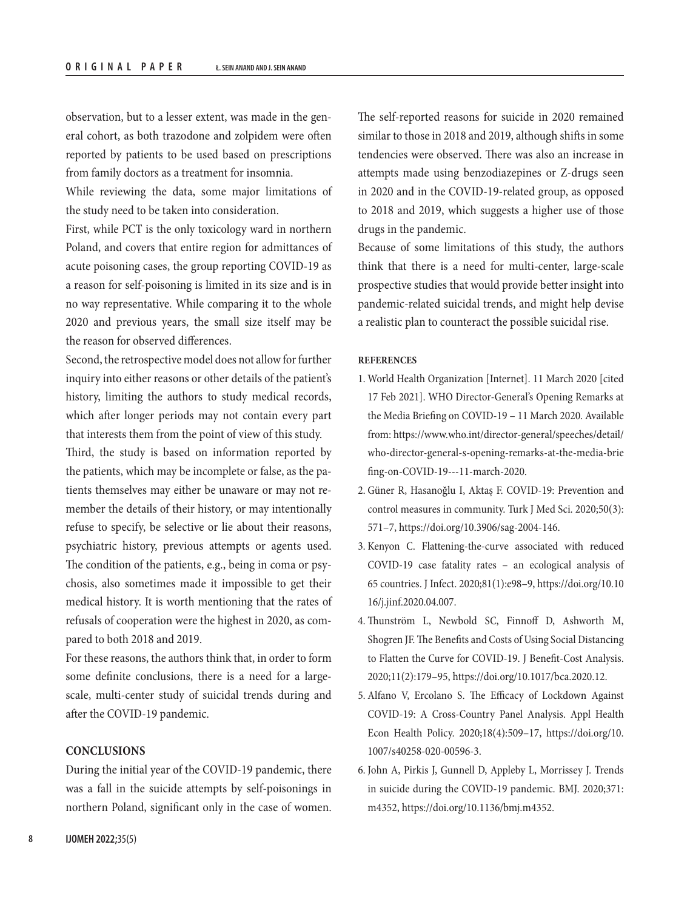observation, but to a lesser extent, was made in the general cohort, as both trazodone and zolpidem were often reported by patients to be used based on prescriptions from family doctors as a treatment for insomnia.

While reviewing the data, some major limitations of the study need to be taken into consideration.

First, while PCT is the only toxicology ward in northern Poland, and covers that entire region for admittances of acute poisoning cases, the group reporting COVID-19 as a reason for self-poisoning is limited in its size and is in no way representative. While comparing it to the whole 2020 and previous years, the small size itself may be the reason for observed differences.

Second, the retrospective model does not allow for further inquiry into either reasons or other details of the patient's history, limiting the authors to study medical records, which after longer periods may not contain every part that interests them from the point of view of this study.

Third, the study is based on information reported by the patients, which may be incomplete or false, as the patients themselves may either be unaware or may not remember the details of their history, or may intentionally refuse to specify, be selective or lie about their reasons, psychiatric history, previous attempts or agents used. The condition of the patients, e.g., being in coma or psychosis, also sometimes made it impossible to get their medical history. It is worth mentioning that the rates of refusals of cooperation were the highest in 2020, as compared to both 2018 and 2019.

For these reasons, the authors think that, in order to form some definite conclusions, there is a need for a large-scale, multi-center study of suicidal trends during and after the COVID-19 pandemic.

## CONCLUSIONS

During the initial year of the COVID-19 pandemic, there was a fall in the suicide attempts by self-poisonings in northern Poland, significant only in the case of women. The self-reported reasons for suicide in 2020 remained similar to those in 2018 and 2019, although shifts in some tendencies were observed. There was also an increase in attempts made using benzodiazepines or Z-drugs seen in 2020 and in the COVID-19-related group, as opposed to 2018 and 2019, which suggests a higher use of those drugs in the pandemic.

Because of some limitations of this study, the authors think that there is a need for multi-center, large-scale prospective studies that would provide better insight into pandemic-related suicidal trends, and might help devise a realistic plan to counteract the possible suicidal rise.

## REFERENCES

1. World Health Organization [Internet]. 11 March 2020 [cited 17 Feb 2021]. WHO Director-General's Opening Remarks at the Media Briefing on COVID-19 – 11 March 2020. Available from: https://www.who.int/director-general/speeches/detail/who-director-general-s-opening-remarks-at-the-media-briefing-on-COVID-19---11-march-2020.
2. Güner R, Hasanoğlu I, Aktaş F. COVID-19: Prevention and control measures in community. Turk J Med Sci. 2020;50(3):571–7, https://doi.org/10.3906/sag-2004-146.
3. Kenyon C. Flattening-the-curve associated with reduced COVID-19 case fatality rates – an ecological analysis of 65 countries. J Infect. 2020;81(1):e98–9, https://doi.org/10.1016/j.jinf.2020.04.007.
4. Thunström L, Newbold SC, Finnoff D, Ashworth M, Shogren JF. The Benefits and Costs of Using Social Distancing to Flatten the Curve for COVID-19. J Benefit-Cost Analysis. 2020;11(2):179–95, https://doi.org/10.1017/bca.2020.12.
5. Alfano V, Ercolano S. The Efficacy of Lockdown Against COVID-19: A Cross-Country Panel Analysis. Appl Health Econ Health Policy. 2020;18(4):509–17, https://doi.org/10.1007/s40258-020-00596-3.
6. John A, Pirkis J, Gunnell D, Appleby L, Morrissey J. Trends in suicide during the COVID-19 pandemic. BMJ. 2020;371:m4352, https://doi.org/10.1136/bmj.m4352.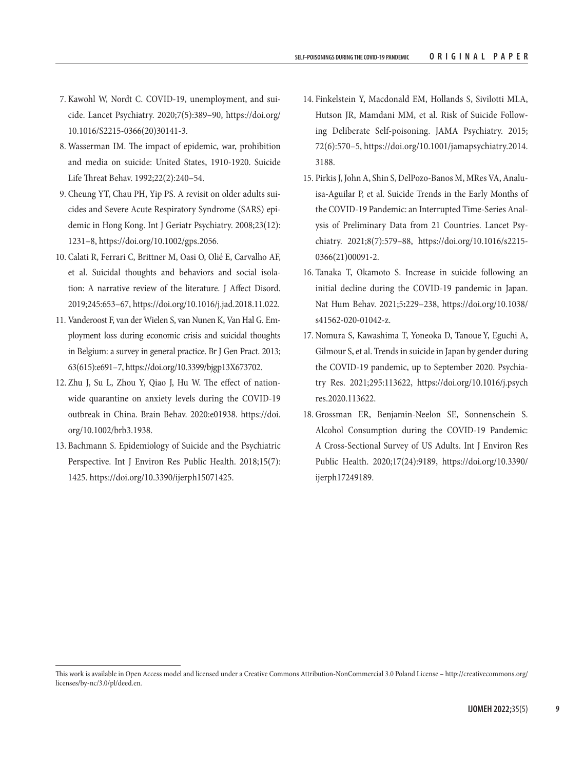7. Kawohl W, Nordt C. COVID-19, unemployment, and suicide. Lancet Psychiatry. 2020;7(5):389–90, https://doi.org/10.1016/S2215-0366(20)30141-3.
8. Wasserman IM. The impact of epidemic, war, prohibition and media on suicide: United States, 1910-1920. Suicide Life Threat Behav. 1992;22(2):240–54.
9. Cheung YT, Chau PH, Yip PS. A revisit on older adults suicides and Severe Acute Respiratory Syndrome (SARS) epidemic in Hong Kong. Int J Geriatr Psychiatry. 2008;23(12):1231–8, https://doi.org/10.1002/gps.2056.
10. Calati R, Ferrari C, Brittner M, Oasi O, Olié E, Carvalho AF, et al. Suicidal thoughts and behaviors and social isolation: A narrative review of the literature. J Affect Disord. 2019;245:653–67, https://doi.org/10.1016/j.jad.2018.11.022.
11. Vanderoost F, van der Wielen S, van Nunen K, Van Hal G. Employment loss during economic crisis and suicidal thoughts in Belgium: a survey in general practice. Br J Gen Pract. 2013;63(615):e691–7, https://doi.org/10.3399/bjgp13X673702.
12. Zhu J, Su L, Zhou Y, Qiao J, Hu W. The effect of nationwide quarantine on anxiety levels during the COVID-19 outbreak in China. Brain Behav. 2020:e01938. https://doi.org/10.1002/brb3.1938.
13. Bachmann S. Epidemiology of Suicide and the Psychiatric Perspective. Int J Environ Res Public Health. 2018;15(7):1425. https://doi.org/10.3390/ijerph15071425.
14. Finkelstein Y, Macdonald EM, Hollands S, Sivilotti MLA, Hutson JR, Mamdani MM, et al. Risk of Suicide Following Deliberate Self-poisoning. JAMA Psychiatry. 2015;72(6):570–5, https://doi.org/10.1001/jamapsychiatry.2014.3188.
15. Pirkis J, John A, Shin S, DelPozo-Banos M, MRes VA, Analuisa-Aguilar P, et al. Suicide Trends in the Early Months of the COVID-19 Pandemic: an Interrupted Time-Series Analysis of Preliminary Data from 21 Countries. Lancet Psychiatry. 2021;8(7):579–88, https://doi.org/10.1016/s2215-0366(21)00091-2.
16. Tanaka T, Okamoto S. Increase in suicide following an initial decline during the COVID-19 pandemic in Japan. Nat Hum Behav. 2021;5**:**229–238, https://doi.org/10.1038/s41562-020-01042-z.
17. Nomura S, Kawashima T, Yoneoka D, Tanoue Y, Eguchi A, Gilmour S, et al. Trends in suicide in Japan by gender during the COVID-19 pandemic, up to September 2020. Psychiatry Res. 2021;295:113622, https://doi.org/10.1016/j.psychres.2020.113622.
18. Grossman ER, Benjamin-Neelon SE, Sonnenschein S. Alcohol Consumption during the COVID-19 Pandemic: A Cross-Sectional Survey of US Adults. Int J Environ Res Public Health. 2020;17(24):9189, https://doi.org/10.3390/ijerph17249189.

This work is available in Open Access model and licensed under a Creative Commons Attribution-NonCommercial 3.0 Poland License – http://creativecommons.org/licenses/by-nc/3.0/pl/deed.en.